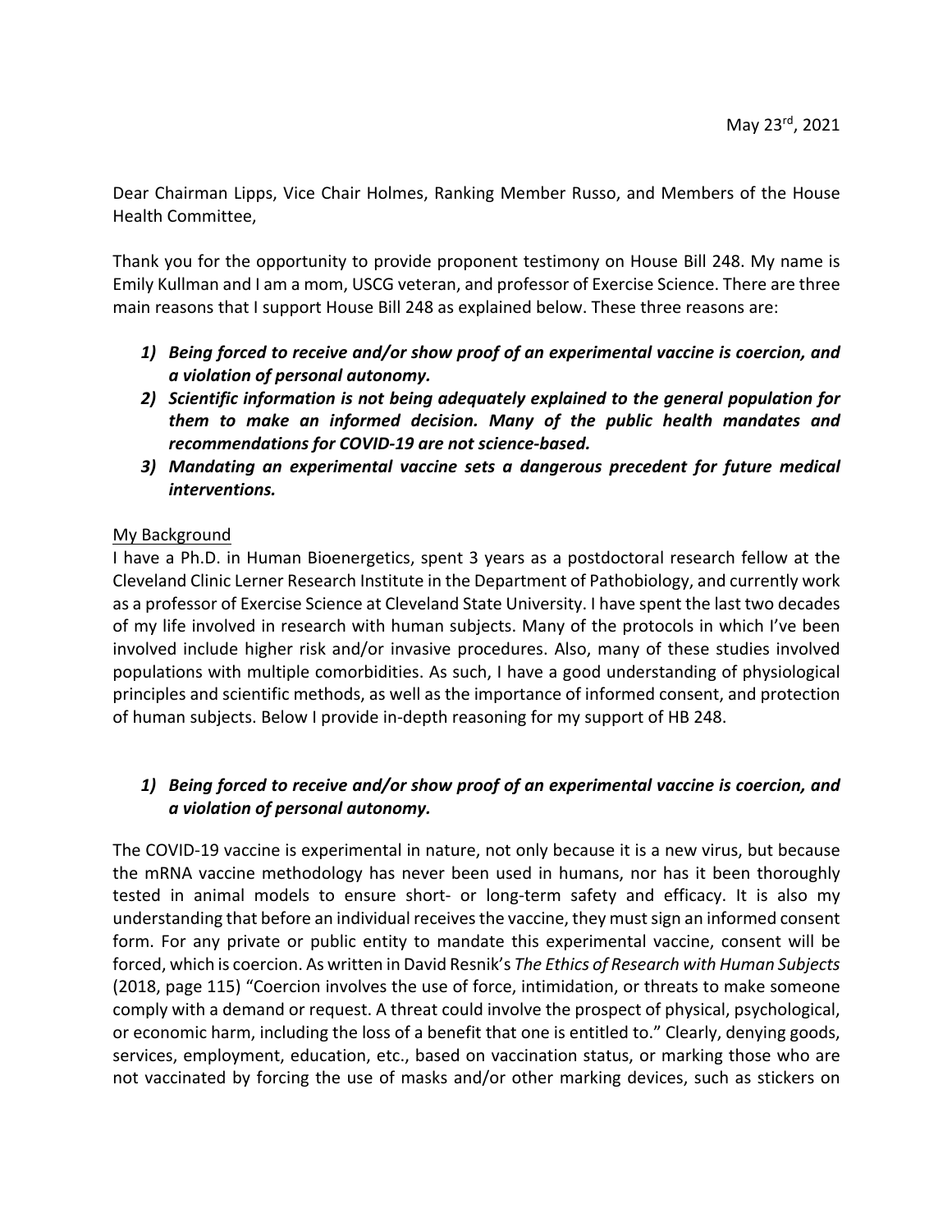May 23rd, 2021

Dear Chairman Lipps, Vice Chair Holmes, Ranking Member Russo, and Members of the House Health Committee,

Thank you for the opportunity to provide proponent testimony on House Bill 248. My name is Emily Kullman and I am a mom, USCG veteran, and professor of Exercise Science. There are three main reasons that I support House Bill 248 as explained below. These three reasons are:

1) ***Being forced to receive and/or show proof of an experimental vaccine is coercion, and a violation of personal autonomy.***
2) ***Scientific information is not being adequately explained to the general population for them to make an informed decision. Many of the public health mandates and recommendations for COVID-19 are not science-based.***
3) ***Mandating an experimental vaccine sets a dangerous precedent for future medical interventions.***

<u>My Background</u>

I have a Ph.D. in Human Bioenergetics, spent 3 years as a postdoctoral research fellow at the Cleveland Clinic Lerner Research Institute in the Department of Pathobiology, and currently work as a professor of Exercise Science at Cleveland State University. I have spent the last two decades of my life involved in research with human subjects. Many of the protocols in which I've been involved include higher risk and/or invasive procedures. Also, many of these studies involved populations with multiple comorbidities. As such, I have a good understanding of physiological principles and scientific methods, as well as the importance of informed consent, and protection of human subjects. Below I provide in-depth reasoning for my support of HB 248.

1) ***Being forced to receive and/or show proof of an experimental vaccine is coercion, and a violation of personal autonomy.***

The COVID-19 vaccine is experimental in nature, not only because it is a new virus, but because the mRNA vaccine methodology has never been used in humans, nor has it been thoroughly tested in animal models to ensure short- or long-term safety and efficacy. It is also my understanding that before an individual receives the vaccine, they must sign an informed consent form. For any private or public entity to mandate this experimental vaccine, consent will be forced, which is coercion. As written in David Resnik's *The Ethics of Research with Human Subjects* (2018, page 115) "Coercion involves the use of force, intimidation, or threats to make someone comply with a demand or request. A threat could involve the prospect of physical, psychological, or economic harm, including the loss of a benefit that one is entitled to." Clearly, denying goods, services, employment, education, etc., based on vaccination status, or marking those who are not vaccinated by forcing the use of masks and/or other marking devices, such as stickers on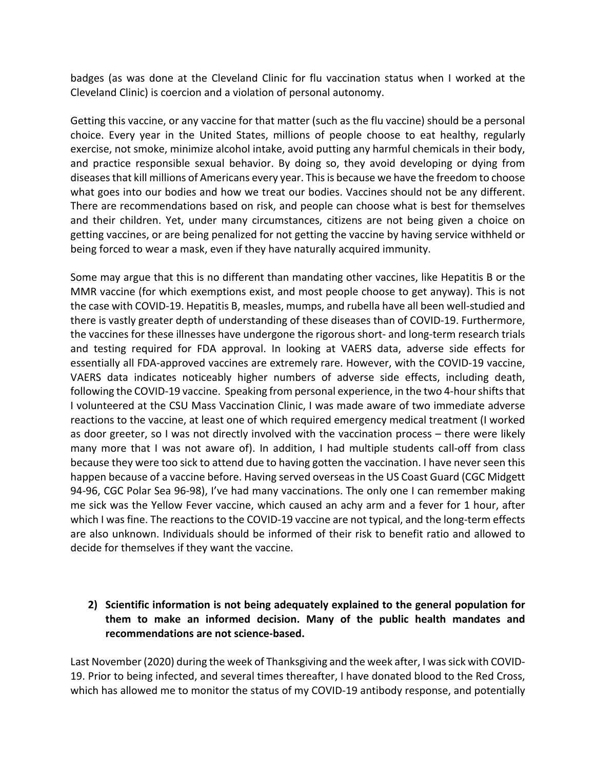badges (as was done at the Cleveland Clinic for flu vaccination status when I worked at the Cleveland Clinic) is coercion and a violation of personal autonomy.

Getting this vaccine, or any vaccine for that matter (such as the flu vaccine) should be a personal choice. Every year in the United States, millions of people choose to eat healthy, regularly exercise, not smoke, minimize alcohol intake, avoid putting any harmful chemicals in their body, and practice responsible sexual behavior. By doing so, they avoid developing or dying from diseases that kill millions of Americans every year. This is because we have the freedom to choose what goes into our bodies and how we treat our bodies. Vaccines should not be any different. There are recommendations based on risk, and people can choose what is best for themselves and their children. Yet, under many circumstances, citizens are not being given a choice on getting vaccines, or are being penalized for not getting the vaccine by having service withheld or being forced to wear a mask, even if they have naturally acquired immunity.

Some may argue that this is no different than mandating other vaccines, like Hepatitis B or the MMR vaccine (for which exemptions exist, and most people choose to get anyway). This is not the case with COVID-19. Hepatitis B, measles, mumps, and rubella have all been well-studied and there is vastly greater depth of understanding of these diseases than of COVID-19. Furthermore, the vaccines for these illnesses have undergone the rigorous short- and long-term research trials and testing required for FDA approval. In looking at VAERS data, adverse side effects for essentially all FDA-approved vaccines are extremely rare. However, with the COVID-19 vaccine, VAERS data indicates noticeably higher numbers of adverse side effects, including death, following the COVID-19 vaccine. Speaking from personal experience, in the two 4-hour shifts that I volunteered at the CSU Mass Vaccination Clinic, I was made aware of two immediate adverse reactions to the vaccine, at least one of which required emergency medical treatment (I worked as door greeter, so I was not directly involved with the vaccination process – there were likely many more that I was not aware of). In addition, I had multiple students call-off from class because they were too sick to attend due to having gotten the vaccination. I have never seen this happen because of a vaccine before. Having served overseas in the US Coast Guard (CGC Midgett 94-96, CGC Polar Sea 96-98), I've had many vaccinations. The only one I can remember making me sick was the Yellow Fever vaccine, which caused an achy arm and a fever for 1 hour, after which I was fine. The reactions to the COVID-19 vaccine are not typical, and the long-term effects are also unknown. Individuals should be informed of their risk to benefit ratio and allowed to decide for themselves if they want the vaccine.

2) **Scientific information is not being adequately explained to the general population for them to make an informed decision. Many of the public health mandates and recommendations are not science-based.**

Last November (2020) during the week of Thanksgiving and the week after, I was sick with COVID-19. Prior to being infected, and several times thereafter, I have donated blood to the Red Cross, which has allowed me to monitor the status of my COVID-19 antibody response, and potentially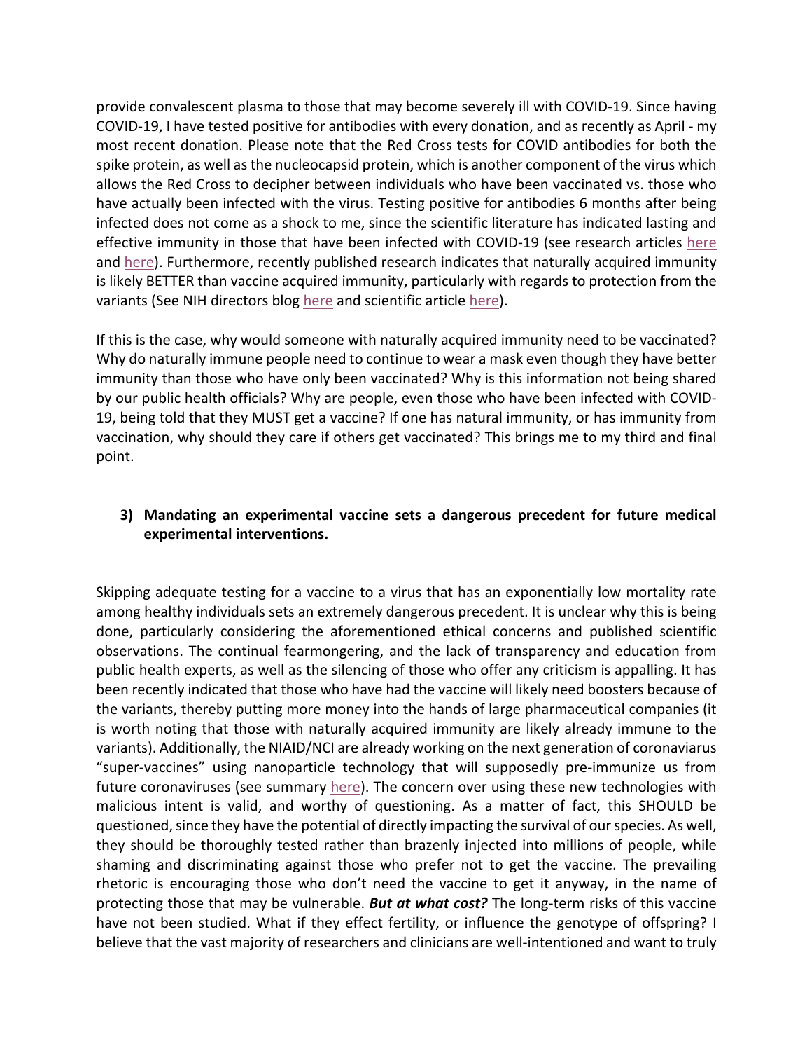provide convalescent plasma to those that may become severely ill with COVID-19. Since having COVID-19, I have tested positive for antibodies with every donation, and as recently as April - my most recent donation. Please note that the Red Cross tests for COVID antibodies for both the spike protein, as well as the nucleocapsid protein, which is another component of the virus which allows the Red Cross to decipher between individuals who have been vaccinated vs. those who have actually been infected with the virus. Testing positive for antibodies 6 months after being infected does not come as a shock to me, since the scientific literature has indicated lasting and effective immunity in those that have been infected with COVID-19 (see research articles here and here). Furthermore, recently published research indicates that naturally acquired immunity is likely BETTER than vaccine acquired immunity, particularly with regards to protection from the variants (See NIH directors blog here and scientific article here).

If this is the case, why would someone with naturally acquired immunity need to be vaccinated? Why do naturally immune people need to continue to wear a mask even though they have better immunity than those who have only been vaccinated? Why is this information not being shared by our public health officials? Why are people, even those who have been infected with COVID-19, being told that they MUST get a vaccine? If one has natural immunity, or has immunity from vaccination, why should they care if others get vaccinated? This brings me to my third and final point.

**3) Mandating an experimental vaccine sets a dangerous precedent for future medical experimental interventions.**

Skipping adequate testing for a vaccine to a virus that has an exponentially low mortality rate among healthy individuals sets an extremely dangerous precedent. It is unclear why this is being done, particularly considering the aforementioned ethical concerns and published scientific observations. The continual fearmongering, and the lack of transparency and education from public health experts, as well as the silencing of those who offer any criticism is appalling. It has been recently indicated that those who have had the vaccine will likely need boosters because of the variants, thereby putting more money into the hands of large pharmaceutical companies (it is worth noting that those with naturally acquired immunity are likely already immune to the variants). Additionally, the NIAID/NCI are already working on the next generation of coronaviarus "super-vaccines" using nanoparticle technology that will supposedly pre-immunize us from future coronaviruses (see summary here). The concern over using these new technologies with malicious intent is valid, and worthy of questioning. As a matter of fact, this SHOULD be questioned, since they have the potential of directly impacting the survival of our species. As well, they should be thoroughly tested rather than brazenly injected into millions of people, while shaming and discriminating against those who prefer not to get the vaccine. The prevailing rhetoric is encouraging those who don't need the vaccine to get it anyway, in the name of protecting those that may be vulnerable. ***But at what cost?*** The long-term risks of this vaccine have not been studied. What if they effect fertility, or influence the genotype of offspring? I believe that the vast majority of researchers and clinicians are well-intentioned and want to truly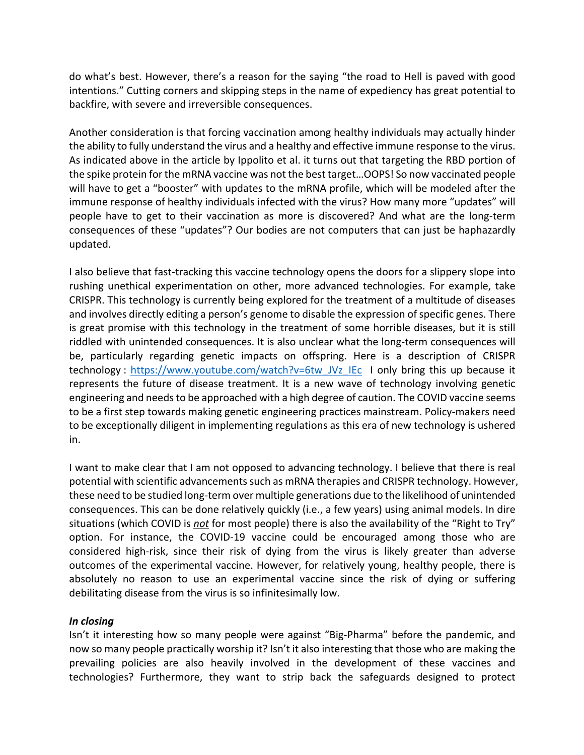do what's best. However, there's a reason for the saying "the road to Hell is paved with good intentions." Cutting corners and skipping steps in the name of expediency has great potential to backfire, with severe and irreversible consequences.

Another consideration is that forcing vaccination among healthy individuals may actually hinder the ability to fully understand the virus and a healthy and effective immune response to the virus. As indicated above in the article by Ippolito et al. it turns out that targeting the RBD portion of the spike protein for the mRNA vaccine was not the best target…OOPS! So now vaccinated people will have to get a "booster" with updates to the mRNA profile, which will be modeled after the immune response of healthy individuals infected with the virus? How many more "updates" will people have to get to their vaccination as more is discovered? And what are the long-term consequences of these "updates"? Our bodies are not computers that can just be haphazardly updated.

I also believe that fast-tracking this vaccine technology opens the doors for a slippery slope into rushing unethical experimentation on other, more advanced technologies. For example, take CRISPR. This technology is currently being explored for the treatment of a multitude of diseases and involves directly editing a person's genome to disable the expression of specific genes. There is great promise with this technology in the treatment of some horrible diseases, but it is still riddled with unintended consequences. It is also unclear what the long-term consequences will be, particularly regarding genetic impacts on offspring. Here is a description of CRISPR technology : [https://www.youtube.com/watch?v=6tw_JVz_IEc](https://www.youtube.com/watch?v=6tw_JVz_IEc) I only bring this up because it represents the future of disease treatment. It is a new wave of technology involving genetic engineering and needs to be approached with a high degree of caution. The COVID vaccine seems to be a first step towards making genetic engineering practices mainstream. Policy-makers need to be exceptionally diligent in implementing regulations as this era of new technology is ushered in.

I want to make clear that I am not opposed to advancing technology. I believe that there is real potential with scientific advancements such as mRNA therapies and CRISPR technology. However, these need to be studied long-term over multiple generations due to the likelihood of unintended consequences. This can be done relatively quickly (i.e., a few years) using animal models. In dire situations (which COVID is ***not*** for most people) there is also the availability of the "Right to Try" option. For instance, the COVID-19 vaccine could be encouraged among those who are considered high-risk, since their risk of dying from the virus is likely greater than adverse outcomes of the experimental vaccine. However, for relatively young, healthy people, there is absolutely no reason to use an experimental vaccine since the risk of dying or suffering debilitating disease from the virus is so infinitesimally low.

***In closing***

Isn't it interesting how so many people were against "Big-Pharma" before the pandemic, and now so many people practically worship it? Isn't it also interesting that those who are making the prevailing policies are also heavily involved in the development of these vaccines and technologies? Furthermore, they want to strip back the safeguards designed to protect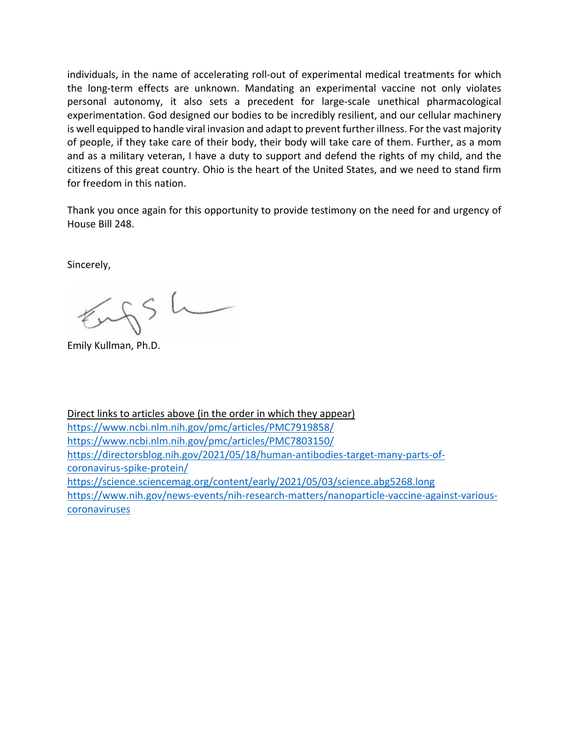individuals, in the name of accelerating roll-out of experimental medical treatments for which the long-term effects are unknown. Mandating an experimental vaccine not only violates personal autonomy, it also sets a precedent for large-scale unethical pharmacological experimentation. God designed our bodies to be incredibly resilient, and our cellular machinery is well equipped to handle viral invasion and adapt to prevent further illness. For the vast majority of people, if they take care of their body, their body will take care of them. Further, as a mom and as a military veteran, I have a duty to support and defend the rights of my child, and the citizens of this great country. Ohio is the heart of the United States, and we need to stand firm for freedom in this nation.

Thank you once again for this opportunity to provide testimony on the need for and urgency of House Bill 248.

Sincerely,

Emily Kullman, Ph.D.

Direct links to articles above (in the order in which they appear)
https://www.ncbi.nlm.nih.gov/pmc/articles/PMC7919858/
https://www.ncbi.nlm.nih.gov/pmc/articles/PMC7803150/
https://directorsblog.nih.gov/2021/05/18/human-antibodies-target-many-parts-of-coronavirus-spike-protein/
https://science.sciencemag.org/content/early/2021/05/03/science.abg5268.long
https://www.nih.gov/news-events/nih-research-matters/nanoparticle-vaccine-against-various-coronaviruses